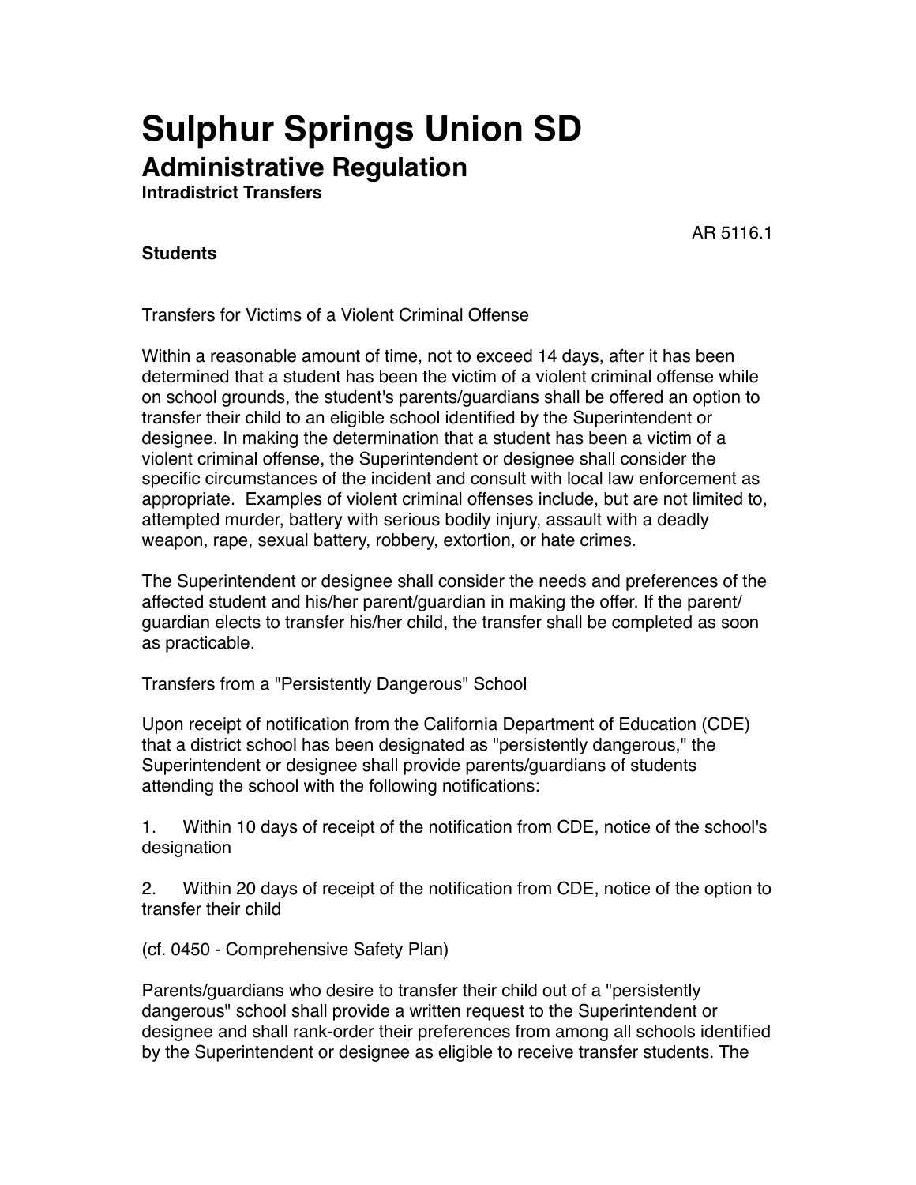# Sulphur Springs Union SD

## Administrative Regulation

**Intradistrict Transfers**

AR 5116.1

**Students**

Transfers for Victims of a Violent Criminal Offense

Within a reasonable amount of time, not to exceed 14 days, after it has been determined that a student has been the victim of a violent criminal offense while on school grounds, the student's parents/guardians shall be offered an option to transfer their child to an eligible school identified by the Superintendent or designee. In making the determination that a student has been a victim of a violent criminal offense, the Superintendent or designee shall consider the specific circumstances of the incident and consult with local law enforcement as appropriate. Examples of violent criminal offenses include, but are not limited to, attempted murder, battery with serious bodily injury, assault with a deadly weapon, rape, sexual battery, robbery, extortion, or hate crimes.

The Superintendent or designee shall consider the needs and preferences of the affected student and his/her parent/guardian in making the offer. If the parent/guardian elects to transfer his/her child, the transfer shall be completed as soon as practicable.

Transfers from a "Persistently Dangerous" School

Upon receipt of notification from the California Department of Education (CDE) that a district school has been designated as "persistently dangerous," the Superintendent or designee shall provide parents/guardians of students attending the school with the following notifications:

1. Within 10 days of receipt of the notification from CDE, notice of the school's designation

2. Within 20 days of receipt of the notification from CDE, notice of the option to transfer their child

(cf. 0450 - Comprehensive Safety Plan)

Parents/guardians who desire to transfer their child out of a "persistently dangerous" school shall provide a written request to the Superintendent or designee and shall rank-order their preferences from among all schools identified by the Superintendent or designee as eligible to receive transfer students. The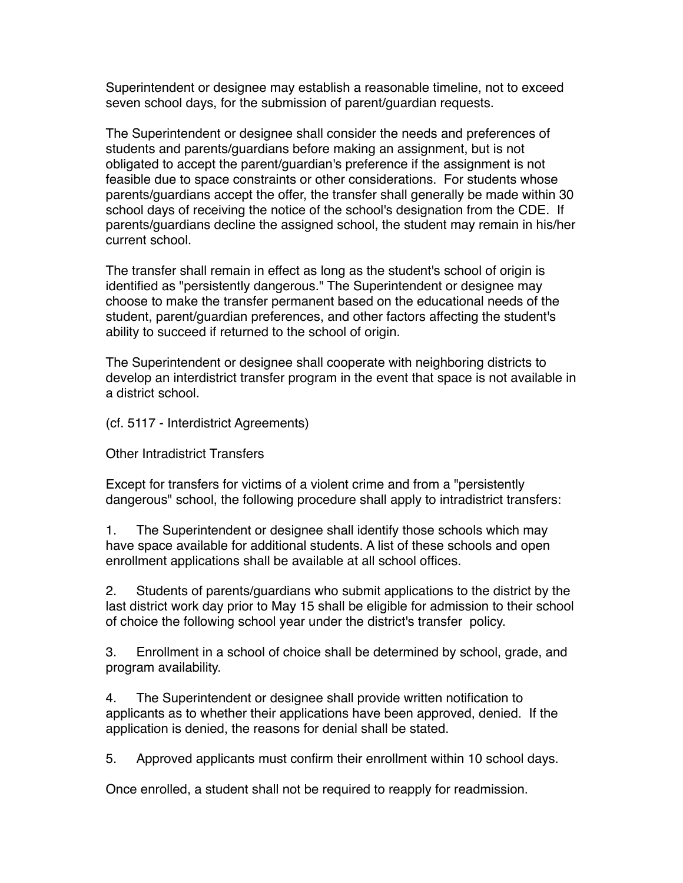Superintendent or designee may establish a reasonable timeline, not to exceed seven school days, for the submission of parent/guardian requests.

The Superintendent or designee shall consider the needs and preferences of students and parents/guardians before making an assignment, but is not obligated to accept the parent/guardian's preference if the assignment is not feasible due to space constraints or other considerations. For students whose parents/guardians accept the offer, the transfer shall generally be made within 30 school days of receiving the notice of the school's designation from the CDE. If parents/guardians decline the assigned school, the student may remain in his/her current school.

The transfer shall remain in effect as long as the student's school of origin is identified as "persistently dangerous." The Superintendent or designee may choose to make the transfer permanent based on the educational needs of the student, parent/guardian preferences, and other factors affecting the student's ability to succeed if returned to the school of origin.

The Superintendent or designee shall cooperate with neighboring districts to develop an interdistrict transfer program in the event that space is not available in a district school.

(cf. 5117 - Interdistrict Agreements)

Other Intradistrict Transfers

Except for transfers for victims of a violent crime and from a "persistently dangerous" school, the following procedure shall apply to intradistrict transfers:

1. The Superintendent or designee shall identify those schools which may have space available for additional students. A list of these schools and open enrollment applications shall be available at all school offices.

2. Students of parents/guardians who submit applications to the district by the last district work day prior to May 15 shall be eligible for admission to their school of choice the following school year under the district's transfer policy.

3. Enrollment in a school of choice shall be determined by school, grade, and program availability.

4. The Superintendent or designee shall provide written notification to applicants as to whether their applications have been approved, denied. If the application is denied, the reasons for denial shall be stated.

5. Approved applicants must confirm their enrollment within 10 school days.

Once enrolled, a student shall not be required to reapply for readmission.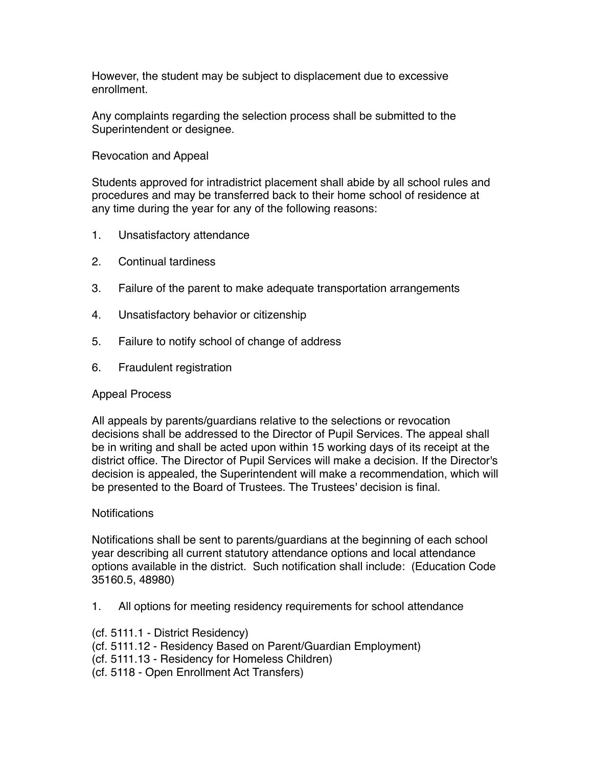However, the student may be subject to displacement due to excessive enrollment.

Any complaints regarding the selection process shall be submitted to the Superintendent or designee.

## Revocation and Appeal

Students approved for intradistrict placement shall abide by all school rules and procedures and may be transferred back to their home school of residence at any time during the year for any of the following reasons:

1. Unsatisfactory attendance

2. Continual tardiness

3. Failure of the parent to make adequate transportation arrangements

4. Unsatisfactory behavior or citizenship

5. Failure to notify school of change of address

6. Fraudulent registration

## Appeal Process

All appeals by parents/guardians relative to the selections or revocation decisions shall be addressed to the Director of Pupil Services. The appeal shall be in writing and shall be acted upon within 15 working days of its receipt at the district office. The Director of Pupil Services will make a decision. If the Director's decision is appealed, the Superintendent will make a recommendation, which will be presented to the Board of Trustees. The Trustees' decision is final.

## Notifications

Notifications shall be sent to parents/guardians at the beginning of each school year describing all current statutory attendance options and local attendance options available in the district. Such notification shall include: (Education Code 35160.5, 48980)

1. All options for meeting residency requirements for school attendance

(cf. 5111.1 - District Residency)
(cf. 5111.12 - Residency Based on Parent/Guardian Employment)
(cf. 5111.13 - Residency for Homeless Children)
(cf. 5118 - Open Enrollment Act Transfers)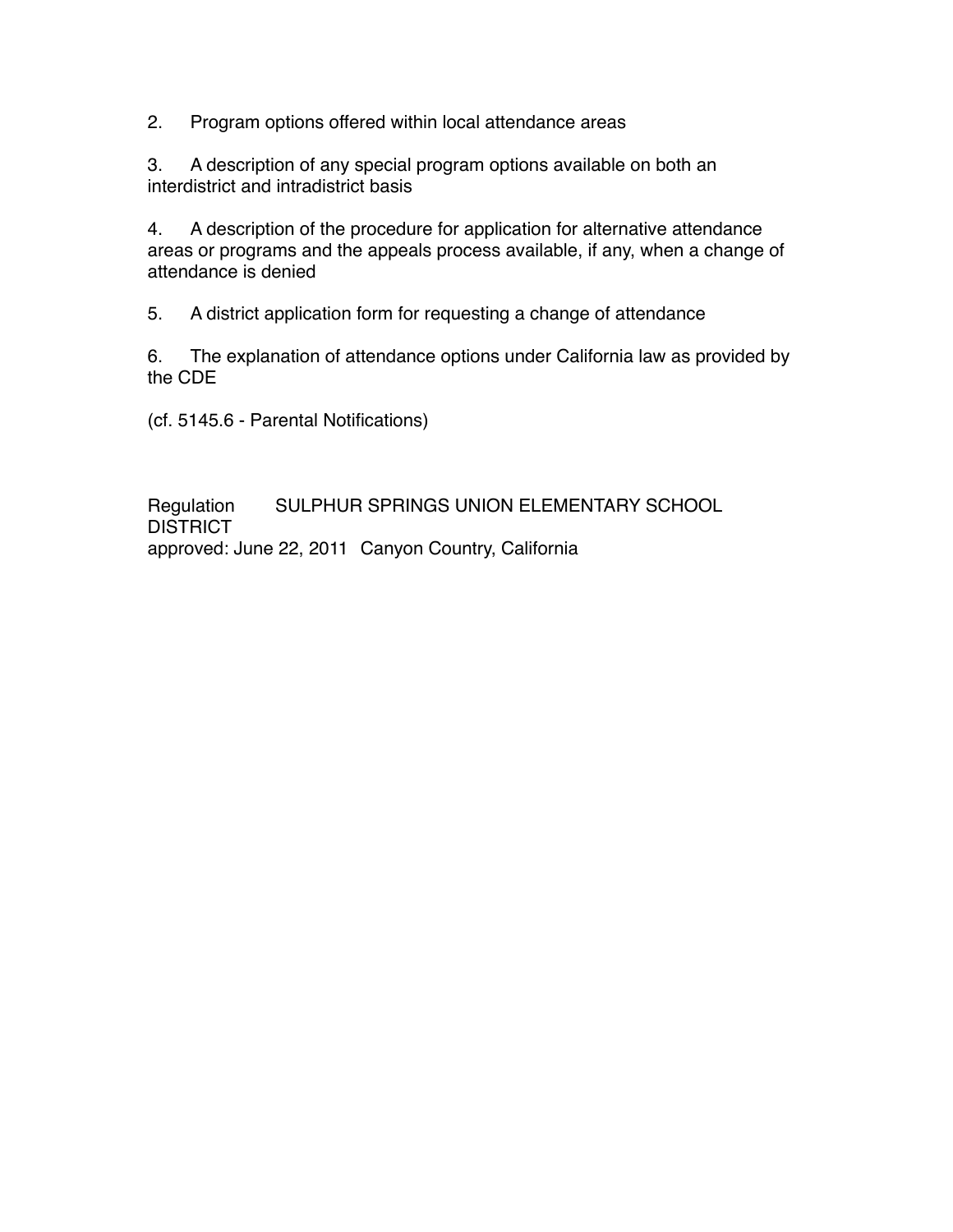2. Program options offered within local attendance areas

3. A description of any special program options available on both an interdistrict and intradistrict basis

4. A description of the procedure for application for alternative attendance areas or programs and the appeals process available, if any, when a change of attendance is denied

5. A district application form for requesting a change of attendance

6. The explanation of attendance options under California law as provided by the CDE

(cf. 5145.6 - Parental Notifications)

Regulation SULPHUR SPRINGS UNION ELEMENTARY SCHOOL DISTRICT
approved: June 22, 2011 Canyon Country, California